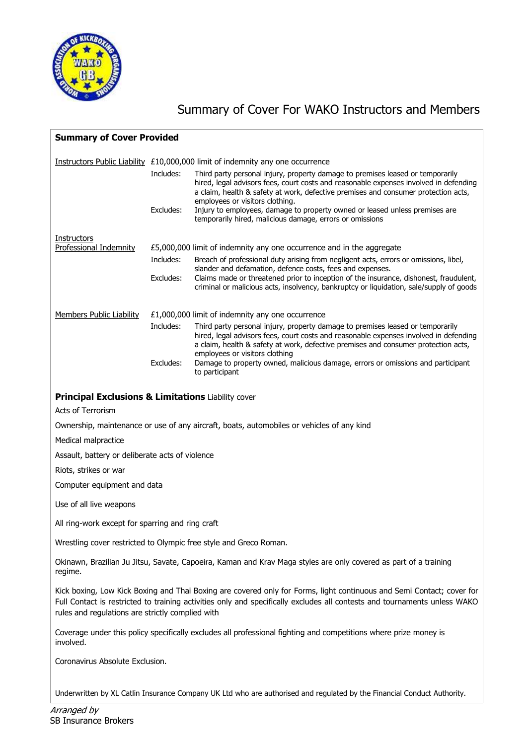# Summary of Cover For WAKO Instructors and Members

**Summary of Cover Provided**

Instructors Public Liability — £10,000,000 limit of indemnity any one occurrence

- **Includes:** Third party personal injury, property damage to premises leased or temporarily hired, legal advisors fees, court costs and reasonable expenses involved in defending a claim, health & safety at work, defective premises and consumer protection acts, employees or visitors clothing.
- **Excludes:** Injury to employees, damage to property owned or leased unless premises are temporarily hired, malicious damage, errors or omissions

Instructors Professional Indemnity — £5,000,000 limit of indemnity any one occurrence and in the aggregate

- **Includes:** Breach of professional duty arising from negligent acts, errors or omissions, libel, slander and defamation, defence costs, fees and expenses.
- **Excludes:** Claims made or threatened prior to inception of the insurance, dishonest, fraudulent, criminal or malicious acts, insolvency, bankruptcy or liquidation, sale/supply of goods

Members Public Liability — £1,000,000 limit of indemnity any one occurrence

- **Includes:** Third party personal injury, property damage to premises leased or temporarily hired, legal advisors fees, court costs and reasonable expenses involved in defending a claim, health & safety at work, defective premises and consumer protection acts, employees or visitors clothing
- **Excludes:** Damage to property owned, malicious damage, errors or omissions and participant to participant

**Principal Exclusions & Limitations** Liability cover

Acts of Terrorism

Ownership, maintenance or use of any aircraft, boats, automobiles or vehicles of any kind

Medical malpractice

Assault, battery or deliberate acts of violence

Riots, strikes or war

Computer equipment and data

Use of all live weapons

All ring-work except for sparring and ring craft

Wrestling cover restricted to Olympic free style and Greco Roman.

Okinawn, Brazilian Ju Jitsu, Savate, Capoeira, Kaman and Krav Maga styles are only covered as part of a training regime.

Kick boxing, Low Kick Boxing and Thai Boxing are covered only for Forms, light continuous and Semi Contact; cover for Full Contact is restricted to training activities only and specifically excludes all contests and tournaments unless WAKO rules and regulations are strictly complied with

Coverage under this policy specifically excludes all professional fighting and competitions where prize money is involved.

Coronavirus Absolute Exclusion.

Underwritten by XL Catlin Insurance Company UK Ltd who are authorised and regulated by the Financial Conduct Authority.

*Arranged by*
SB Insurance Brokers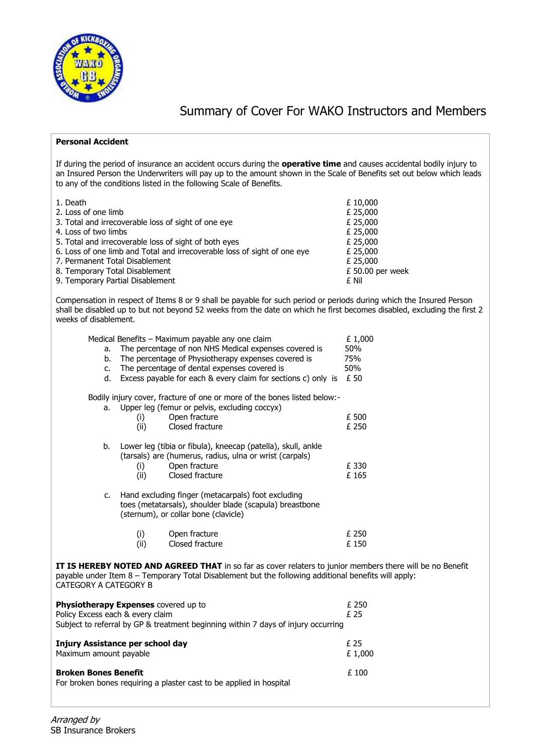# Summary of Cover For WAKO Instructors and Members

**Personal Accident**

If during the period of insurance an accident occurs during the **operative time** and causes accidental bodily injury to an Insured Person the Underwriters will pay up to the amount shown in the Scale of Benefits set out below which leads to any of the conditions listed in the following Scale of Benefits.

| | |
|---|---|
| 1. Death | £ 10,000 |
| 2. Loss of one limb | £ 25,000 |
| 3. Total and irrecoverable loss of sight of one eye | £ 25,000 |
| 4. Loss of two limbs | £ 25,000 |
| 5. Total and irrecoverable loss of sight of both eyes | £ 25,000 |
| 6. Loss of one limb and Total and irrecoverable loss of sight of one eye | £ 25,000 |
| 7. Permanent Total Disablement | £ 25,000 |
| 8. Temporary Total Disablement | £ 50.00 per week |
| 9. Temporary Partial Disablement | £ Nil |

Compensation in respect of Items 8 or 9 shall be payable for such period or periods during which the Insured Person shall be disabled up to but not beyond 52 weeks from the date on which he first becomes disabled, excluding the first 2 weeks of disablement.

| Medical Benefits – Maximum payable any one claim | £ 1,000 |
|---|---|
| a. The percentage of non NHS Medical expenses covered is | 50% |
| b. The percentage of Physiotherapy expenses covered is | 75% |
| c. The percentage of dental expenses covered is | 50% |
| d. Excess payable for each & every claim for sections c) only is | £ 50 |

Bodily injury cover, fracture of one or more of the bones listed below:-

a. Upper leg (femur or pelvis, excluding coccyx)

| | |
|---|---|
| (i) Open fracture | £ 500 |
| (ii) Closed fracture | £ 250 |

b. Lower leg (tibia or fibula), kneecap (patella), skull, ankle (tarsals) are (humerus, radius, ulna or wrist (carpals)

| | |
|---|---|
| (i) Open fracture | £ 330 |
| (ii) Closed fracture | £ 165 |

c. Hand excluding finger (metacarpals) foot excluding toes (metatarsals), shoulder blade (scapula) breastbone (sternum), or collar bone (clavicle)

| | |
|---|---|
| (i) Open fracture | £ 250 |
| (ii) Closed fracture | £ 150 |

**IT IS HEREBY NOTED AND AGREED THAT** in so far as cover relaters to junior members there will be no Benefit payable under Item 8 – Temporary Total Disablement but the following additional benefits will apply:
CATEGORY A CATEGORY B

| | |
|---|---|
| **Physiotherapy Expenses** covered up to | £ 250 |
| Policy Excess each & every claim | £ 25 |

Subject to referral by GP & treatment beginning within 7 days of injury occurring

| | |
|---|---|
| **Injury Assistance per school day** | £ 25 |
| Maximum amount payable | £ 1,000 |

| | |
|---|---|
| **Broken Bones Benefit** | £ 100 |

For broken bones requiring a plaster cast to be applied in hospital

*Arranged by*
SB Insurance Brokers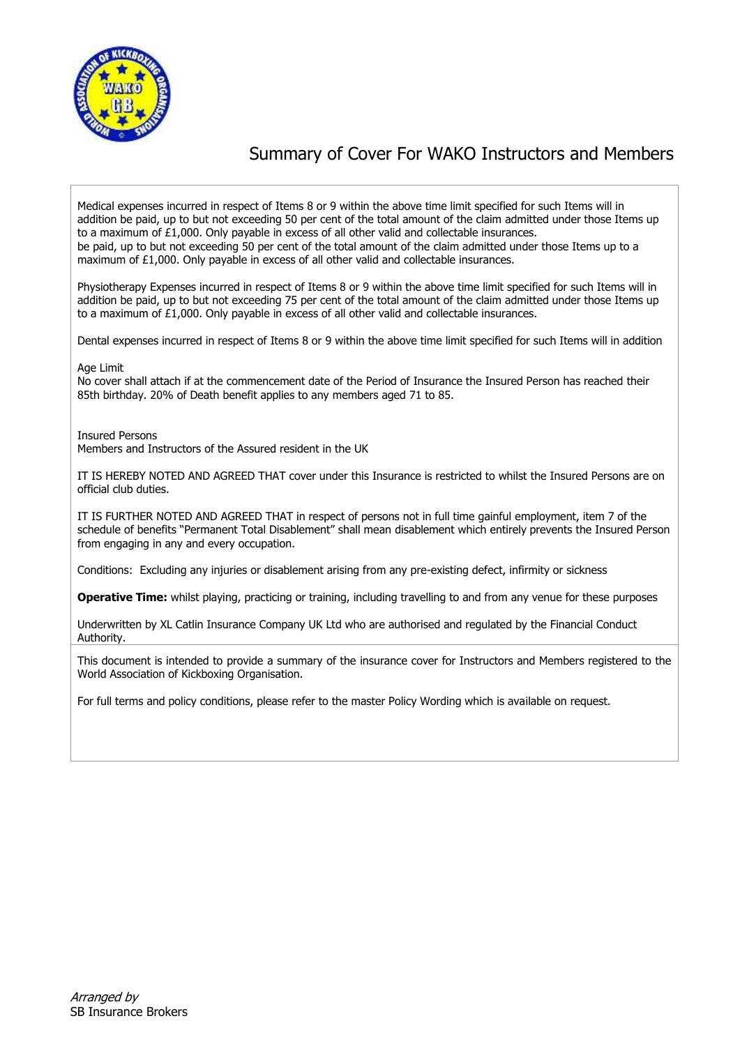# Summary of Cover For WAKO Instructors and Members

Medical expenses incurred in respect of Items 8 or 9 within the above time limit specified for such Items will in addition be paid, up to but not exceeding 50 per cent of the total amount of the claim admitted under those Items up to a maximum of £1,000. Only payable in excess of all other valid and collectable insurances.
be paid, up to but not exceeding 50 per cent of the total amount of the claim admitted under those Items up to a maximum of £1,000. Only payable in excess of all other valid and collectable insurances.

Physiotherapy Expenses incurred in respect of Items 8 or 9 within the above time limit specified for such Items will in addition be paid, up to but not exceeding 75 per cent of the total amount of the claim admitted under those Items up to a maximum of £1,000. Only payable in excess of all other valid and collectable insurances.

Dental expenses incurred in respect of Items 8 or 9 within the above time limit specified for such Items will in addition

Age Limit
No cover shall attach if at the commencement date of the Period of Insurance the Insured Person has reached their 85th birthday. 20% of Death benefit applies to any members aged 71 to 85.

Insured Persons
Members and Instructors of the Assured resident in the UK

IT IS HEREBY NOTED AND AGREED THAT cover under this Insurance is restricted to whilst the Insured Persons are on official club duties.

IT IS FURTHER NOTED AND AGREED THAT in respect of persons not in full time gainful employment, item 7 of the schedule of benefits "Permanent Total Disablement" shall mean disablement which entirely prevents the Insured Person from engaging in any and every occupation.

Conditions: Excluding any injuries or disablement arising from any pre-existing defect, infirmity or sickness

**Operative Time:** whilst playing, practicing or training, including travelling to and from any venue for these purposes

Underwritten by XL Catlin Insurance Company UK Ltd who are authorised and regulated by the Financial Conduct Authority.

This document is intended to provide a summary of the insurance cover for Instructors and Members registered to the World Association of Kickboxing Organisation.

For full terms and policy conditions, please refer to the master Policy Wording which is available on request.

*Arranged by*
SB Insurance Brokers